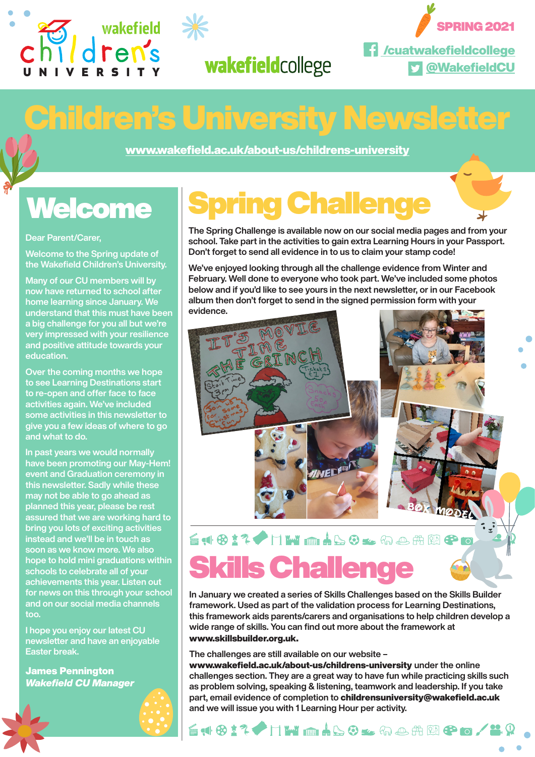wakefield children's UNIVERSITY

wakefieldcollege

SPRING 2021

/cuatwakefieldcollege

@WakefieldCU

# Children's University Newsletter

www.wakefield.ac.uk/about-us/childrens-university

## Welcome

Dear Parent/Carer,

Welcome to the Spring update of the Wakefield Children's University.

Many of our CU members will by now have returned to school after home learning since January. We understand that this must have been a big challenge for you all but we're very impressed with your resilience and positive attitude towards your education.

Over the coming months we hope to see Learning Destinations start to re-open and offer face to face activities again. We've included some activities in this newsletter to give you a few ideas of where to go and what to do.

In past years we would normally have been promoting our May-Hem! event and Graduation ceremony in this newsletter. Sadly while these may not be able to go ahead as planned this year, please be rest assured that we are working hard to bring you lots of exciting activities instead and we'll be in touch as soon as we know more. We also hope to hold mini graduations within schools to celebrate all of your achievements this year. Listen out for news on this through your school and on our social media channels too.

I hope you enjoy our latest CU newsletter and have an enjoyable Easter break.

**James Pennington**
***Wakefield CU Manager***

## Spring Challenge

The Spring Challenge is available now on our social media pages and from your school. Take part in the activities to gain extra Learning Hours in your Passport. Don't forget to send all evidence in to us to claim your stamp code!

We've enjoyed looking through all the challenge evidence from Winter and February. Well done to everyone who took part. We've included some photos below and if you'd like to see yours in the next newsletter, or in our Facebook album then don't forget to send in the signed permission form with your evidence.

## Skills Challenge

In January we created a series of Skills Challenges based on the Skills Builder framework. Used as part of the validation process for Learning Destinations, this framework aids parents/carers and organisations to help children develop a wide range of skills. You can find out more about the framework at **www.skillsbuilder.org.uk.**

The challenges are still available on our website – **www.wakefield.ac.uk/about-us/childrens-university** under the online challenges section. They are a great way to have fun while practicing skills such as problem solving, speaking & listening, teamwork and leadership. If you take part, email evidence of completion to **childrensuniversity@wakefield.ac.uk** and we will issue you with 1 Learning Hour per activity.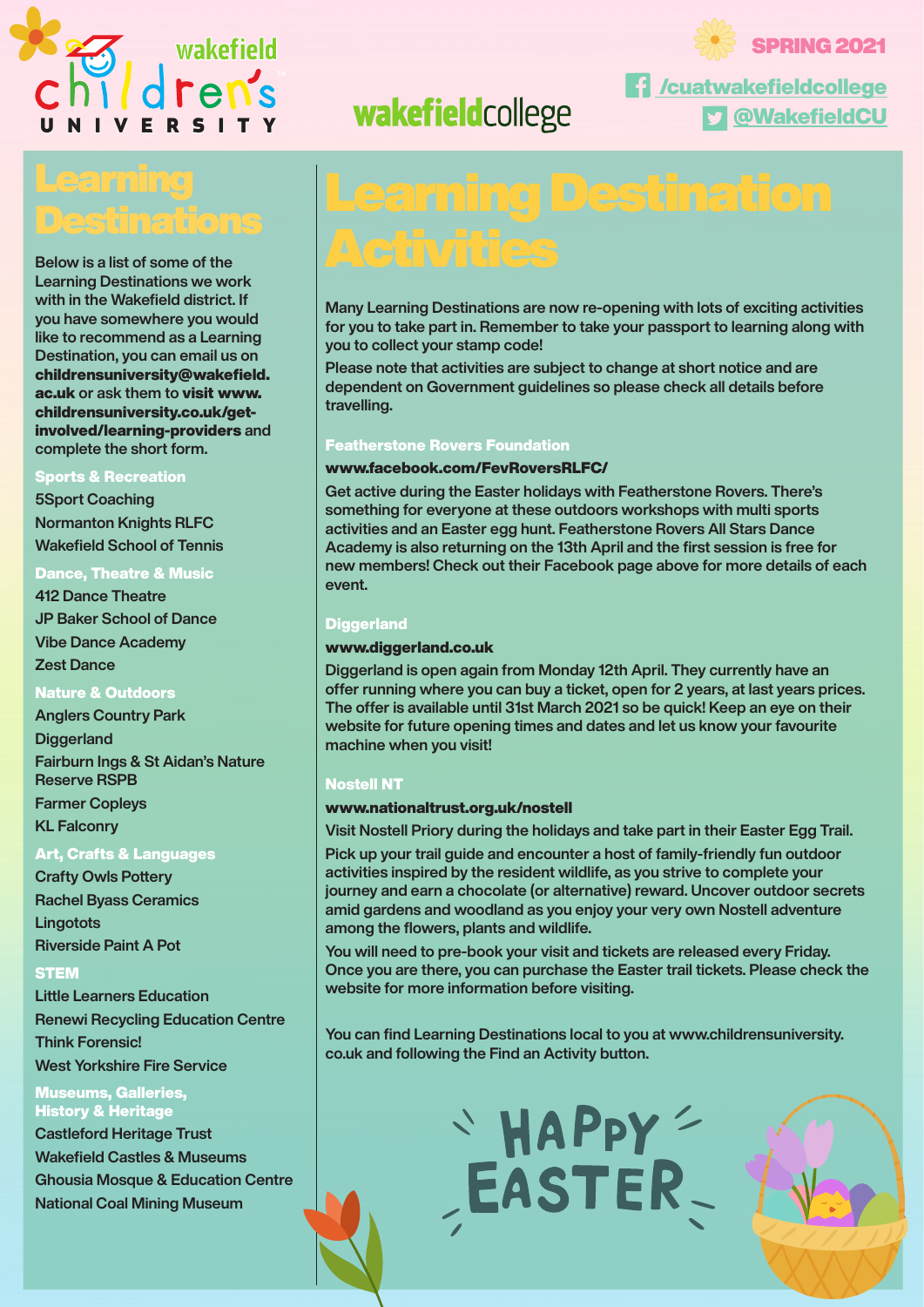wakefield children's UNIVERSITY

wakefieldcollege

SPRING 2021

/cuatwakefieldcollege

@WakefieldCU

## Learning Destinations

Below is a list of some of the Learning Destinations we work with in the Wakefield district. If you have somewhere you would like to recommend as a Learning Destination, you can email us on **childrensuniversity@wakefield.ac.uk** or ask them to **visit www.childrensuniversity.co.uk/get-involved/learning-providers** and complete the short form.

### Sports & Recreation

5Sport Coaching
Normanton Knights RLFC
Wakefield School of Tennis

### Dance, Theatre & Music

412 Dance Theatre
JP Baker School of Dance
Vibe Dance Academy
Zest Dance

### Nature & Outdoors

Anglers Country Park
Diggerland
Fairburn Ings & St Aidan's Nature Reserve RSPB
Farmer Copleys
KL Falconry

### Art, Crafts & Languages

Crafty Owls Pottery
Rachel Byass Ceramics
Lingotots
Riverside Paint A Pot

### STEM

Little Learners Education
Renewi Recycling Education Centre
Think Forensic!
West Yorkshire Fire Service

### Museums, Galleries, History & Heritage

Castleford Heritage Trust
Wakefield Castles & Museums
Ghousia Mosque & Education Centre
National Coal Mining Museum

# Learning Destination Activities

Many Learning Destinations are now re-opening with lots of exciting activities for you to take part in. Remember to take your passport to learning along with you to collect your stamp code!

Please note that activities are subject to change at short notice and are dependent on Government guidelines so please check all details before travelling.

### Featherstone Rovers Foundation

**www.facebook.com/FevRoversRLFC/**

Get active during the Easter holidays with Featherstone Rovers. There's something for everyone at these outdoors workshops with multi sports activities and an Easter egg hunt. Featherstone Rovers All Stars Dance Academy is also returning on the 13th April and the first session is free for new members! Check out their Facebook page above for more details of each event.

### Diggerland

**www.diggerland.co.uk**

Diggerland is open again from Monday 12th April. They currently have an offer running where you can buy a ticket, open for 2 years, at last years prices. The offer is available until 31st March 2021 so be quick! Keep an eye on their website for future opening times and dates and let us know your favourite machine when you visit!

### Nostell NT

**www.nationaltrust.org.uk/nostell**

Visit Nostell Priory during the holidays and take part in their Easter Egg Trail.

Pick up your trail guide and encounter a host of family-friendly fun outdoor activities inspired by the resident wildlife, as you strive to complete your journey and earn a chocolate (or alternative) reward. Uncover outdoor secrets amid gardens and woodland as you enjoy your very own Nostell adventure among the flowers, plants and wildlife.

You will need to pre-book your visit and tickets are released every Friday. Once you are there, you can purchase the Easter trail tickets. Please check the website for more information before visiting.

You can find Learning Destinations local to you at www.childrensuniversity.co.uk and following the Find an Activity button.

HAPPY EASTER